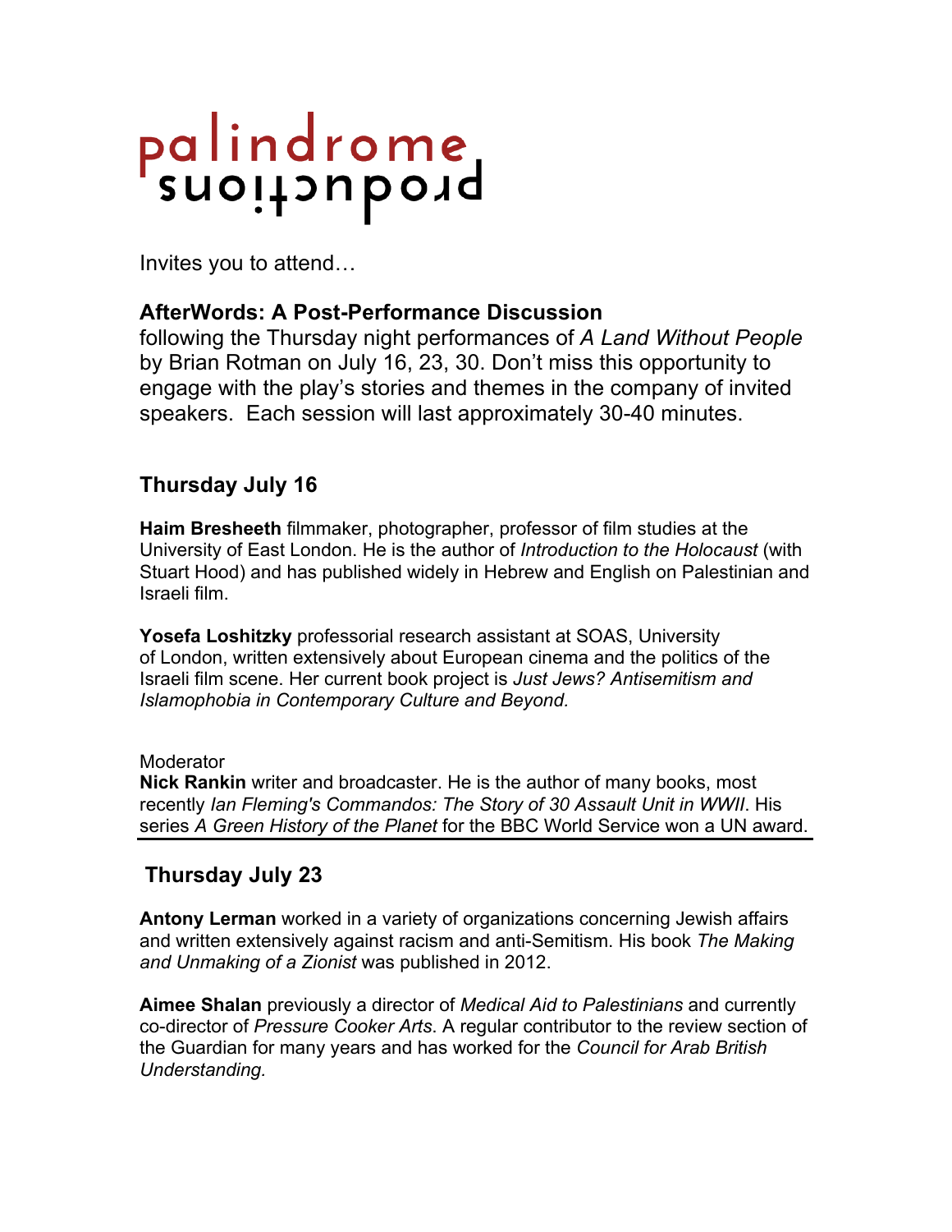palindrome
productions

Invites you to attend…

## AfterWords: A Post-Performance Discussion

following the Thursday night performances of *A Land Without People* by Brian Rotman on July 16, 23, 30. Don't miss this opportunity to engage with the play's stories and themes in the company of invited speakers. Each session will last approximately 30-40 minutes.

### Thursday July 16

**Haim Bresheeth** filmmaker, photographer, professor of film studies at the University of East London. He is the author of *Introduction to the Holocaust* (with Stuart Hood) and has published widely in Hebrew and English on Palestinian and Israeli film.

**Yosefa Loshitzky** professorial research assistant at SOAS, University of London, written extensively about European cinema and the politics of the Israeli film scene. Her current book project is *Just Jews? Antisemitism and Islamophobia in Contemporary Culture and Beyond.*

Moderator
**Nick Rankin** writer and broadcaster. He is the author of many books, most recently *Ian Fleming's Commandos: The Story of 30 Assault Unit in WWII*. His series *A Green History of the Planet* for the BBC World Service won a UN award.

---

### Thursday July 23

**Antony Lerman** worked in a variety of organizations concerning Jewish affairs and written extensively against racism and anti-Semitism. His book *The Making and Unmaking of a Zionist* was published in 2012.

**Aimee Shalan** previously a director of *Medical Aid to Palestinians* and currently co-director of *Pressure Cooker Arts*. A regular contributor to the review section of the Guardian for many years and has worked for the *Council for Arab British Understanding.*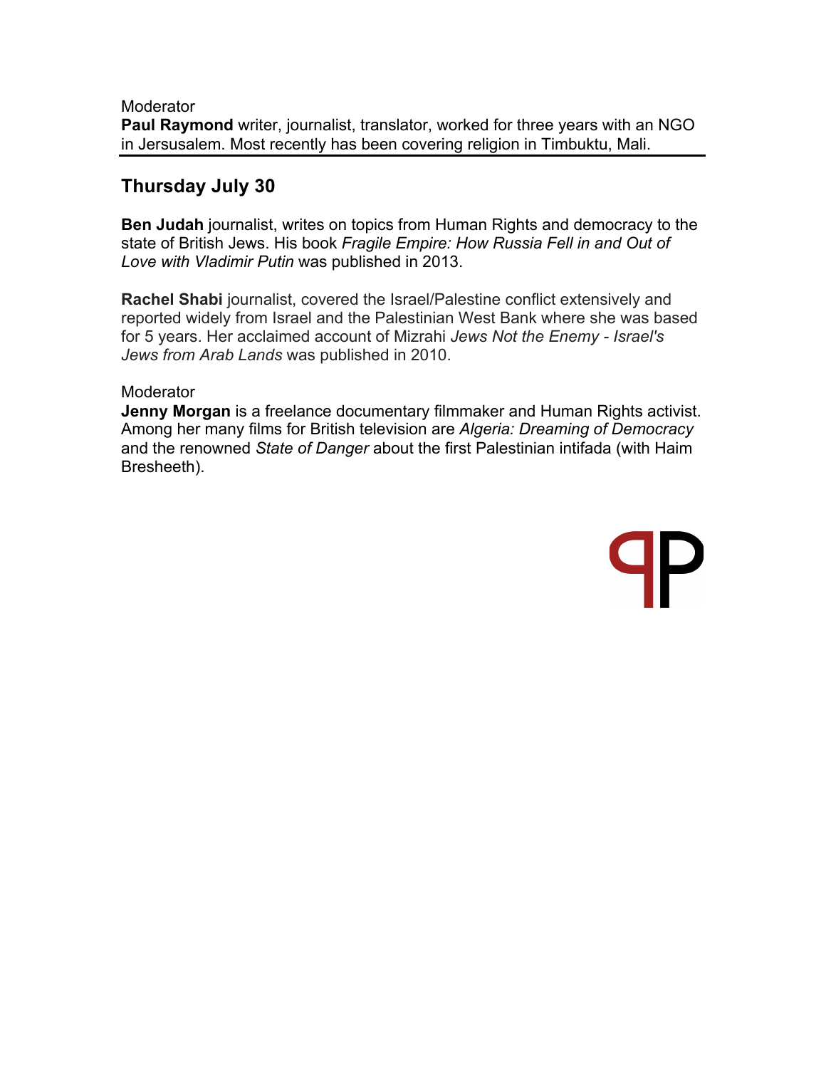Moderator

**Paul Raymond** writer, journalist, translator, worked for three years with an NGO in Jersusalem. Most recently has been covering religion in Timbuktu, Mali.

## Thursday July 30

**Ben Judah** journalist, writes on topics from Human Rights and democracy to the state of British Jews. His book *Fragile Empire: How Russia Fell in and Out of Love with Vladimir Putin* was published in 2013.

**Rachel Shabi** journalist, covered the Israel/Palestine conflict extensively and reported widely from Israel and the Palestinian West Bank where she was based for 5 years. Her acclaimed account of Mizrahi *Jews Not the Enemy - Israel's Jews from Arab Lands* was published in 2010.

Moderator

**Jenny Morgan** is a freelance documentary filmmaker and Human Rights activist. Among her many films for British television are *Algeria: Dreaming of Democracy* and the renowned *State of Danger* about the first Palestinian intifada (with Haim Bresheeth).